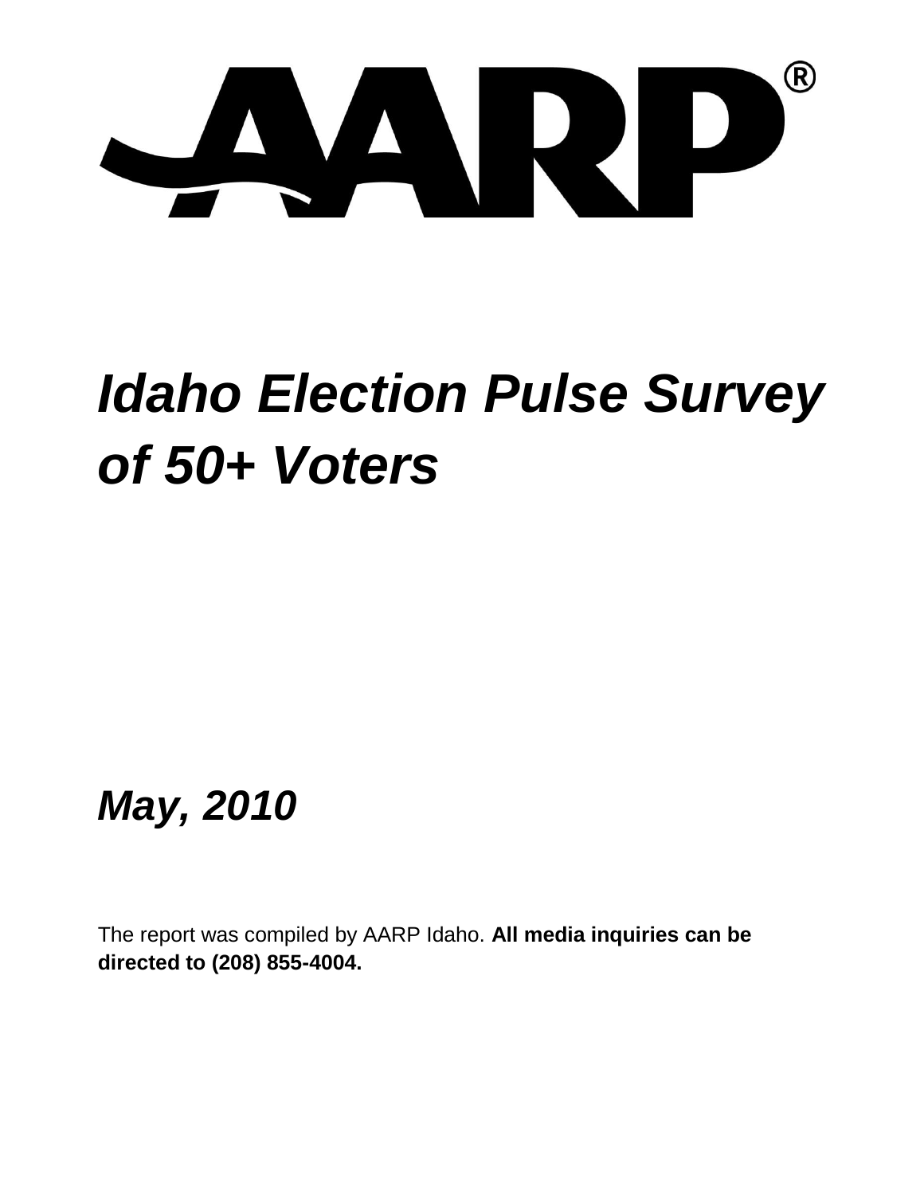AARP®

# *Idaho Election Pulse Survey of 50+ Voters*

## *May, 2010*

The report was compiled by AARP Idaho. **All media inquiries can be directed to (208) 855-4004.**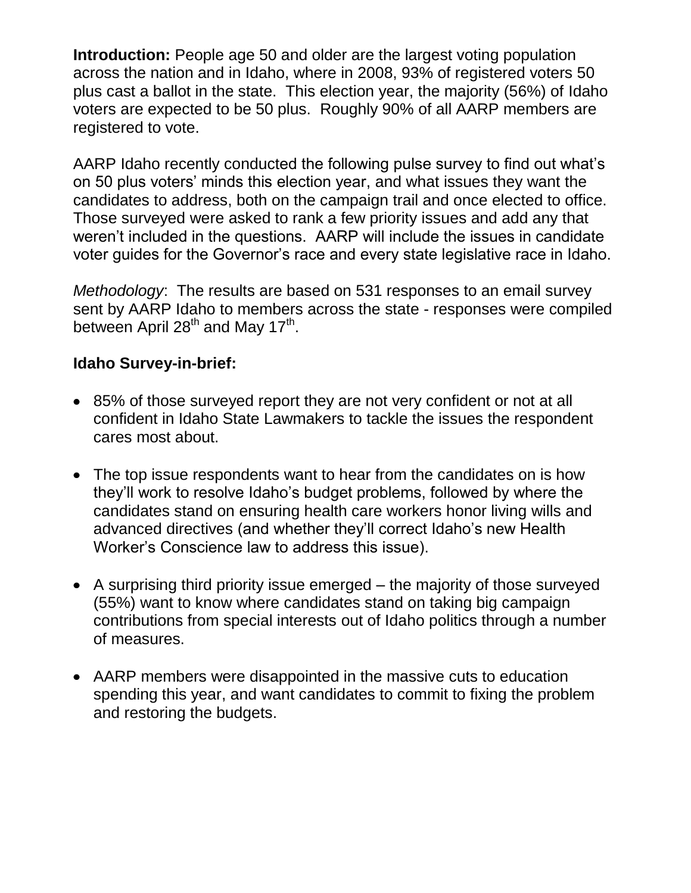**Introduction:** People age 50 and older are the largest voting population across the nation and in Idaho, where in 2008, 93% of registered voters 50 plus cast a ballot in the state. This election year, the majority (56%) of Idaho voters are expected to be 50 plus. Roughly 90% of all AARP members are registered to vote.

AARP Idaho recently conducted the following pulse survey to find out what's on 50 plus voters' minds this election year, and what issues they want the candidates to address, both on the campaign trail and once elected to office. Those surveyed were asked to rank a few priority issues and add any that weren't included in the questions. AARP will include the issues in candidate voter guides for the Governor's race and every state legislative race in Idaho.

*Methodology*: The results are based on 531 responses to an email survey sent by AARP Idaho to members across the state - responses were compiled between April 28th and May 17th.

**Idaho Survey-in-brief:**

- 85% of those surveyed report they are not very confident or not at all confident in Idaho State Lawmakers to tackle the issues the respondent cares most about.

- The top issue respondents want to hear from the candidates on is how they'll work to resolve Idaho's budget problems, followed by where the candidates stand on ensuring health care workers honor living wills and advanced directives (and whether they'll correct Idaho's new Health Worker's Conscience law to address this issue).

- A surprising third priority issue emerged – the majority of those surveyed (55%) want to know where candidates stand on taking big campaign contributions from special interests out of Idaho politics through a number of measures.

- AARP members were disappointed in the massive cuts to education spending this year, and want candidates to commit to fixing the problem and restoring the budgets.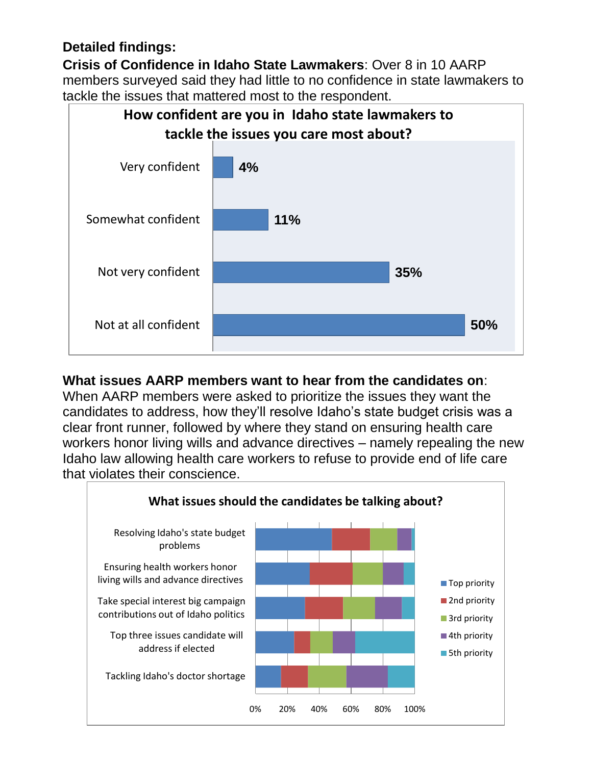**Detailed findings:**

**Crisis of Confidence in Idaho State Lawmakers**: Over 8 in 10 AARP members surveyed said they had little to no confidence in state lawmakers to tackle the issues that mattered most to the respondent.

**How confident are you in Idaho state lawmakers to tackle the issues you care most about?**

| Response | Percent |
|---|---|
| Very confident | 4% |
| Somewhat confident | 11% |
| Not very confident | 35% |
| Not at all confident | 50% |

**What issues AARP members want to hear from the candidates on**: When AARP members were asked to prioritize the issues they want the candidates to address, how they'll resolve Idaho's state budget crisis was a clear front runner, followed by where they stand on ensuring health care workers honor living wills and advance directives – namely repealing the new Idaho law allowing health care workers to refuse to provide end of life care that violates their conscience.

**What issues should the candidates be talking about?**

Issues charted (stacked by Top priority, 2nd priority, 3rd priority, 4th priority, 5th priority; axis 0%–100%):

- Resolving Idaho's state budget problems
- Ensuring health workers honor living wills and advance directives
- Take special interest big campaign contributions out of Idaho politics
- Top three issues candidate will address if elected
- Tackling Idaho's doctor shortage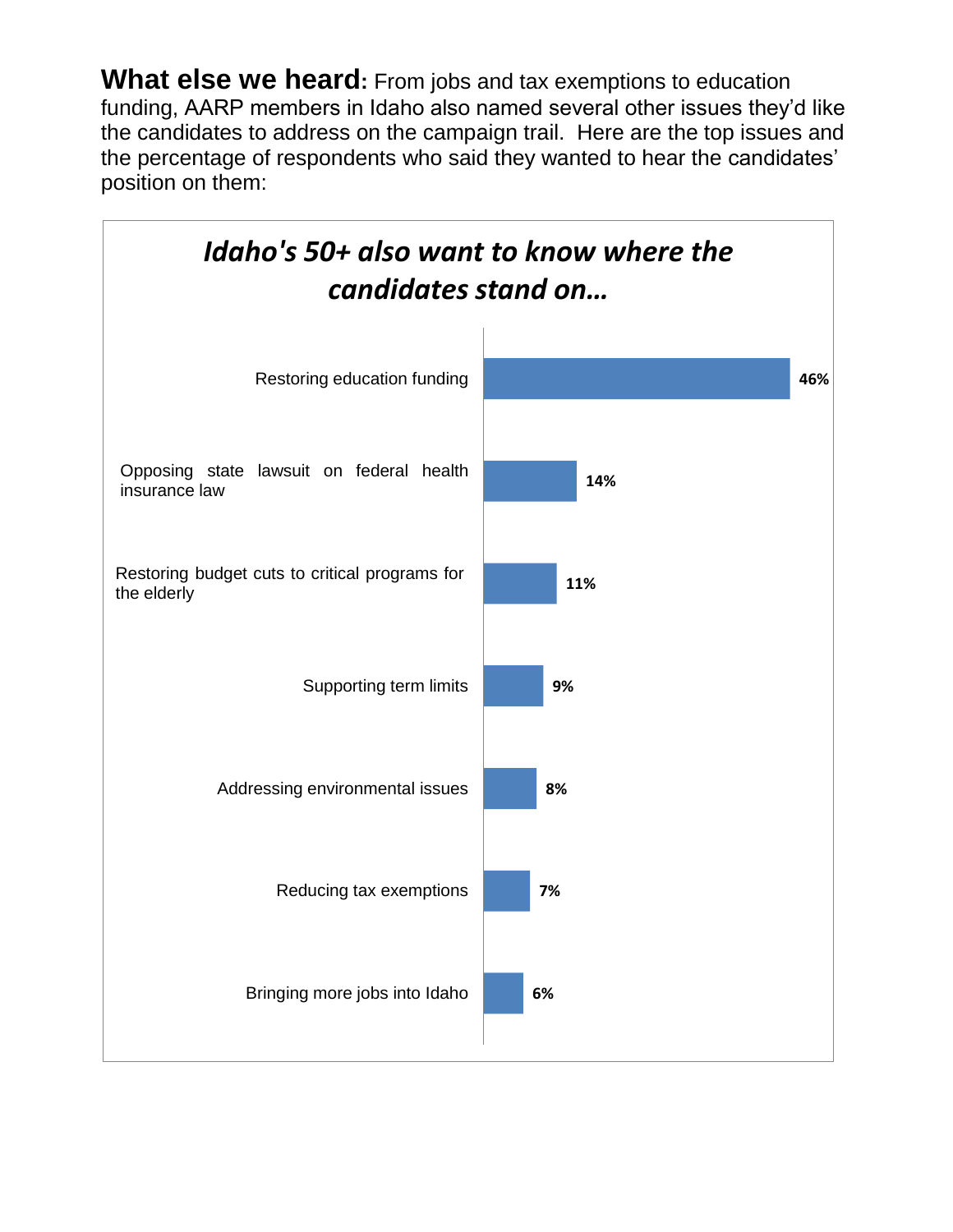**What else we heard:** From jobs and tax exemptions to education funding, AARP members in Idaho also named several other issues they'd like the candidates to address on the campaign trail. Here are the top issues and the percentage of respondents who said they wanted to hear the candidates' position on them:

***Idaho's 50+ also want to know where the candidates stand on…***

| Issue | Percentage |
| --- | --- |
| Restoring education funding | 46% |
| Opposing state lawsuit on federal health insurance law | 14% |
| Restoring budget cuts to critical programs for the elderly | 11% |
| Supporting term limits | 9% |
| Addressing environmental issues | 8% |
| Reducing tax exemptions | 7% |
| Bringing more jobs into Idaho | 6% |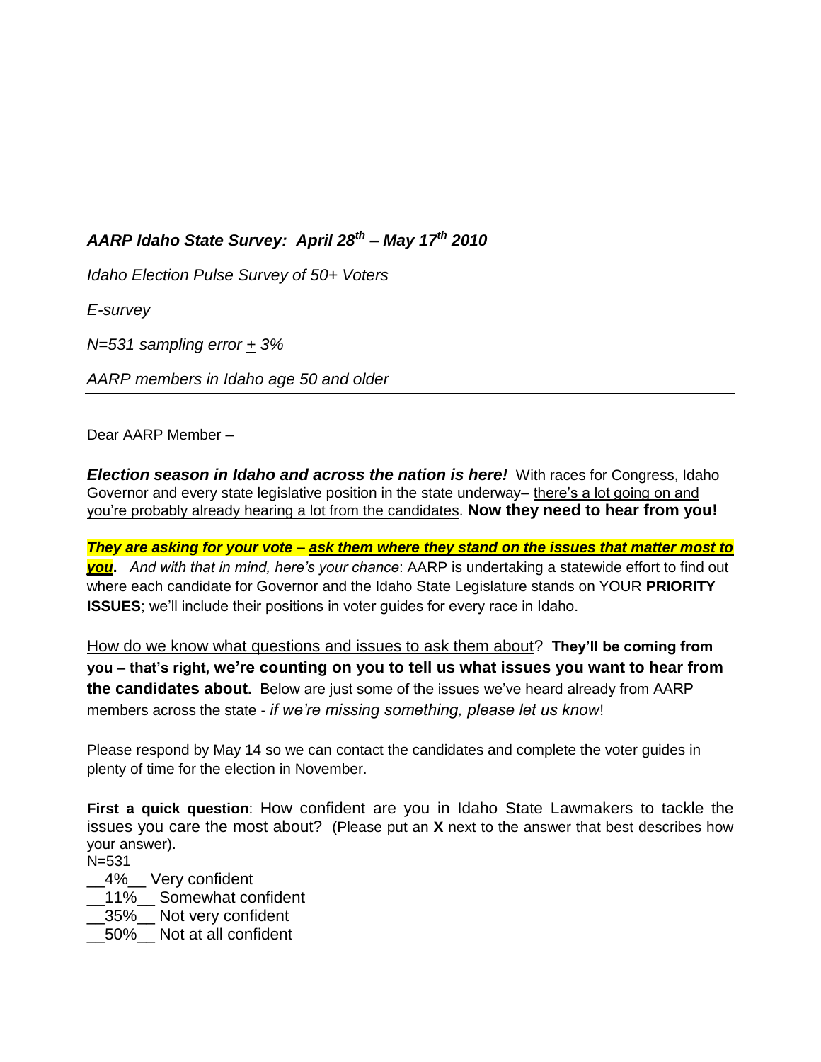***AARP Idaho State Survey: April 28th – May 17th 2010***

*Idaho Election Pulse Survey of 50+ Voters*

*E-survey*

*N=531 sampling error ± 3%*

*AARP members in Idaho age 50 and older*

---

Dear AARP Member –

***Election season in Idaho and across the nation is here!*** With races for Congress, Idaho Governor and every state legislative position in the state underway– there's a lot going on and you're probably already hearing a lot from the candidates. **Now they need to hear from you!**

***They are asking for your vote – ask them where they stand on the issues that matter most to you.*** *And with that in mind, here's your chance*: AARP is undertaking a statewide effort to find out where each candidate for Governor and the Idaho State Legislature stands on YOUR **PRIORITY ISSUES**; we'll include their positions in voter guides for every race in Idaho.

How do we know what questions and issues to ask them about? **They'll be coming from you – that's right, we're counting on you to tell us what issues you want to hear from the candidates about.** Below are just some of the issues we've heard already from AARP members across the state - *if we're missing something, please let us know*!

Please respond by May 14 so we can contact the candidates and complete the voter guides in plenty of time for the election in November.

**First a quick question**: How confident are you in Idaho State Lawmakers to tackle the issues you care the most about? (Please put an **X** next to the answer that best describes how your answer).

N=531

__4%__ Very confident
__11%__ Somewhat confident
__35%__ Not very confident
__50%__ Not at all confident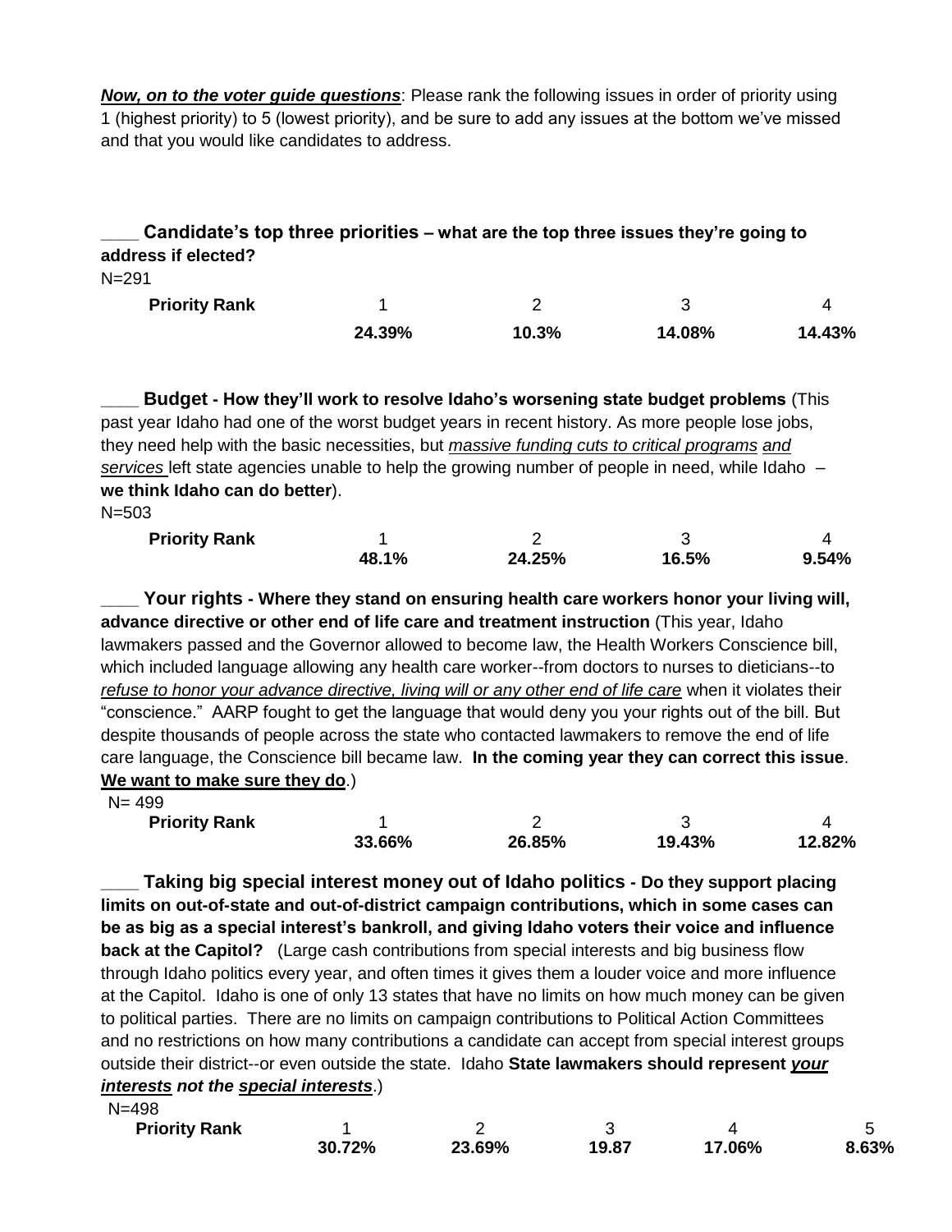***Now, on to the voter guide questions***: Please rank the following issues in order of priority using 1 (highest priority) to 5 (lowest priority), and be sure to add any issues at the bottom we've missed and that you would like candidates to address.

____ **Candidate's top three priorities – what are the top three issues they're going to address if elected?**

N=291

| Priority Rank | 1 | 2 | 3 | 4 |
|---|---|---|---|---|
| | **24.39%** | **10.3%** | **14.08%** | **14.43%** |

____ **Budget - How they'll work to resolve Idaho's worsening state budget problems** (This past year Idaho had one of the worst budget years in recent history. As more people lose jobs, they need help with the basic necessities, but *massive funding cuts to critical programs and services* left state agencies unable to help the growing number of people in need, while Idaho – **we think Idaho can do better**).

N=503

| Priority Rank | 1 | 2 | 3 | 4 |
|---|---|---|---|---|
| | **48.1%** | **24.25%** | **16.5%** | **9.54%** |

____ **Your rights - Where they stand on ensuring health care workers honor your living will, advance directive or other end of life care and treatment instruction** (This year, Idaho lawmakers passed and the Governor allowed to become law, the Health Workers Conscience bill, which included language allowing any health care worker--from doctors to nurses to dieticians--to *refuse to honor your advance directive, living will or any other end of life care* when it violates their "conscience." AARP fought to get the language that would deny you your rights out of the bill. But despite thousands of people across the state who contacted lawmakers to remove the end of life care language, the Conscience bill became law. **In the coming year they can correct this issue**. **We want to make sure they do**.)

N= 499

| Priority Rank | 1 | 2 | 3 | 4 |
|---|---|---|---|---|
| | **33.66%** | **26.85%** | **19.43%** | **12.82%** |

____ **Taking big special interest money out of Idaho politics - Do they support placing limits on out-of-state and out-of-district campaign contributions, which in some cases can be as big as a special interest's bankroll, and giving Idaho voters their voice and influence back at the Capitol?** (Large cash contributions from special interests and big business flow through Idaho politics every year, and often times it gives them a louder voice and more influence at the Capitol. Idaho is one of only 13 states that have no limits on how much money can be given to political parties. There are no limits on campaign contributions to Political Action Committees and no restrictions on how many contributions a candidate can accept from special interest groups outside their district--or even outside the state. Idaho **State lawmakers should represent *your interests* not the *special interests***.)

N=498

| Priority Rank | 1 | 2 | 3 | 4 | 5 |
|---|---|---|---|---|---|
| | **30.72%** | **23.69%** | **19.87** | **17.06%** | **8.63%** |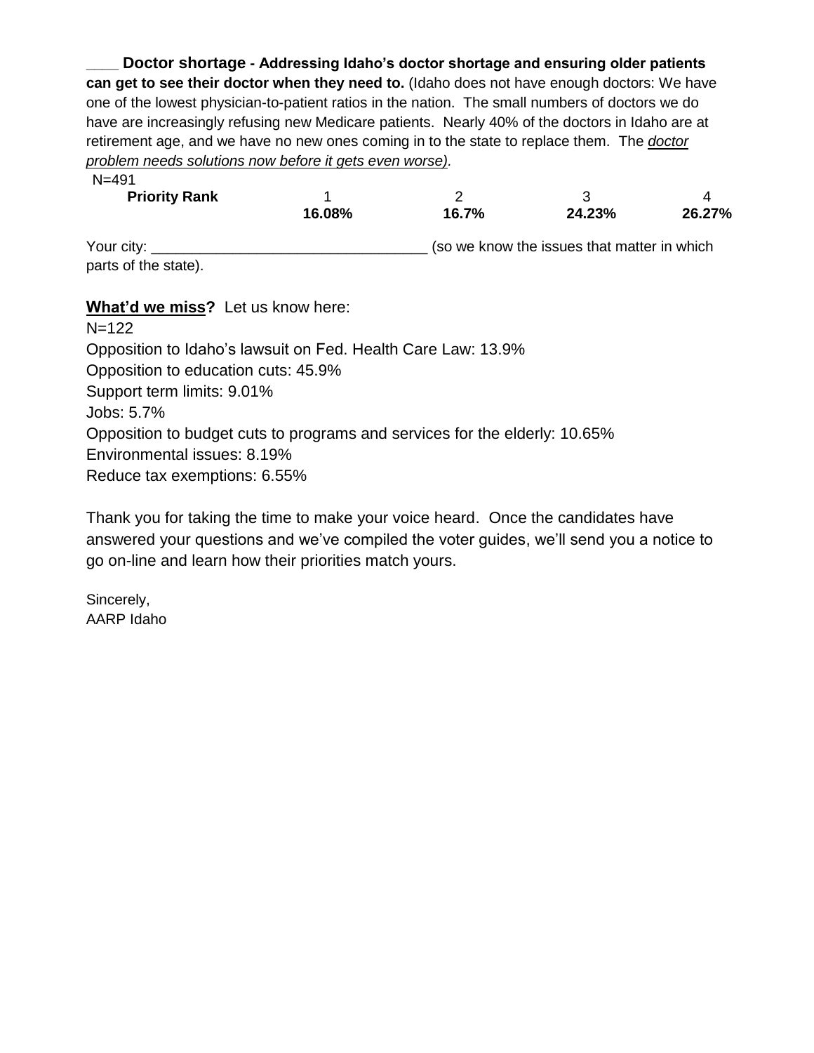____ **Doctor shortage - Addressing Idaho's doctor shortage and ensuring older patients can get to see their doctor when they need to.** (Idaho does not have enough doctors: We have one of the lowest physician-to-patient ratios in the nation. The small numbers of doctors we do have are increasingly refusing new Medicare patients. Nearly 40% of the doctors in Idaho are at retirement age, and we have no new ones coming in to the state to replace them. The *doctor problem needs solutions now before it gets even worse).*

N=491

| Priority Rank | 1 | 2 | 3 | 4 |
|---|---|---|---|---|
| | **16.08%** | **16.7%** | **24.23%** | **26.27%** |

Your city: ________________________________ (so we know the issues that matter in which parts of the state).

**What'd we miss?** Let us know here:

N=122

Opposition to Idaho's lawsuit on Fed. Health Care Law: 13.9%

Opposition to education cuts: 45.9%

Support term limits: 9.01%

Jobs: 5.7%

Opposition to budget cuts to programs and services for the elderly: 10.65%

Environmental issues: 8.19%

Reduce tax exemptions: 6.55%

Thank you for taking the time to make your voice heard. Once the candidates have answered your questions and we've compiled the voter guides, we'll send you a notice to go on-line and learn how their priorities match yours.

Sincerely,
AARP Idaho